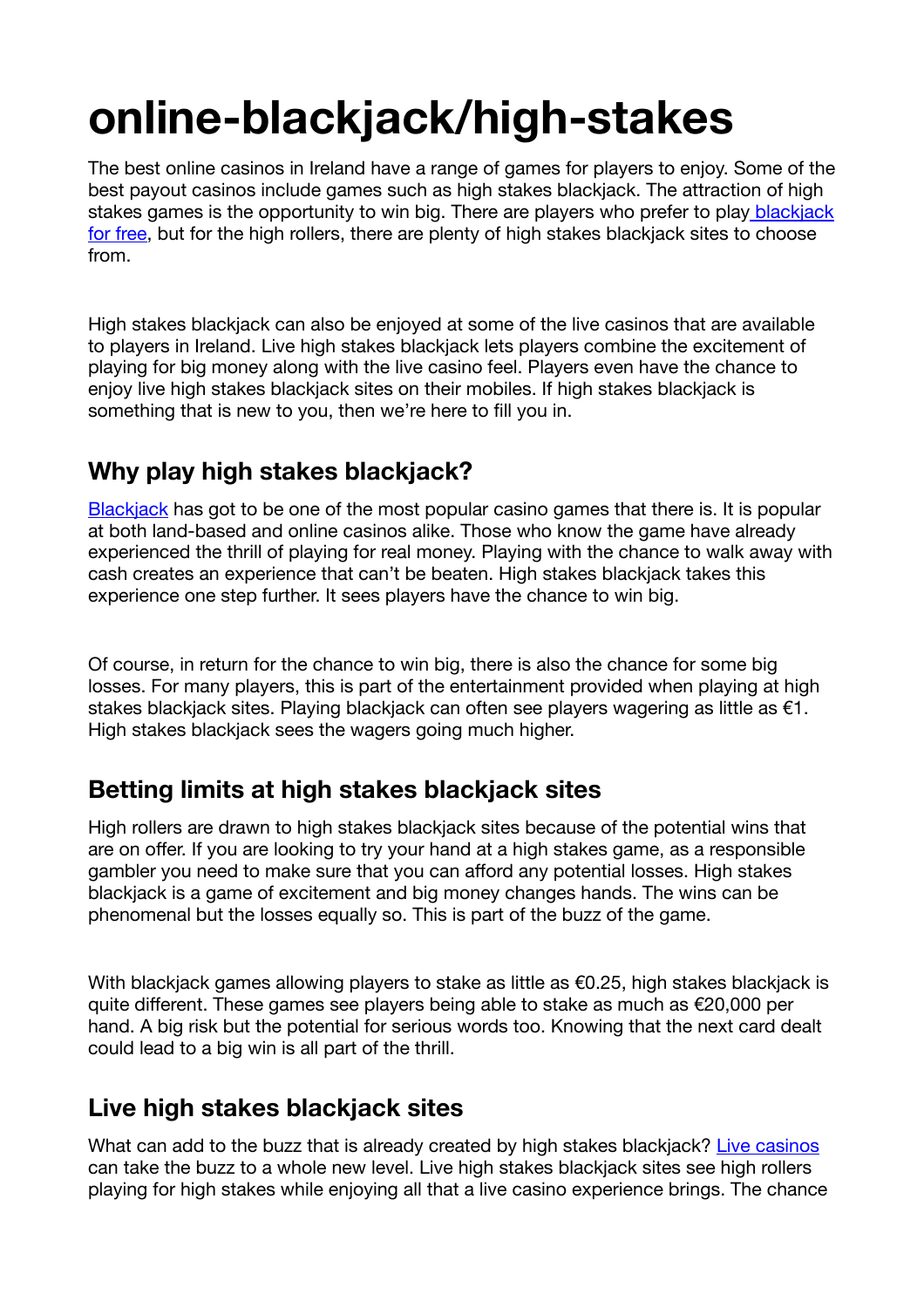# online-blackjack/high-stakes

The best online casinos in Ireland have a range of games for players to enjoy. Some of the best payout casinos include games such as high stakes blackjack. The attraction of high stakes games is the opportunity to win big. There are players who prefer to play [blackjack for free](), but for the high rollers, there are plenty of high stakes blackjack sites to choose from.

High stakes blackjack can also be enjoyed at some of the live casinos that are available to players in Ireland. Live high stakes blackjack lets players combine the excitement of playing for big money along with the live casino feel. Players even have the chance to enjoy live high stakes blackjack sites on their mobiles. If high stakes blackjack is something that is new to you, then we're here to fill you in.

## Why play high stakes blackjack?

[Blackjack]() has got to be one of the most popular casino games that there is. It is popular at both land-based and online casinos alike. Those who know the game have already experienced the thrill of playing for real money. Playing with the chance to walk away with cash creates an experience that can't be beaten. High stakes blackjack takes this experience one step further. It sees players have the chance to win big.

Of course, in return for the chance to win big, there is also the chance for some big losses. For many players, this is part of the entertainment provided when playing at high stakes blackjack sites. Playing blackjack can often see players wagering as little as €1. High stakes blackjack sees the wagers going much higher.

## Betting limits at high stakes blackjack sites

High rollers are drawn to high stakes blackjack sites because of the potential wins that are on offer. If you are looking to try your hand at a high stakes game, as a responsible gambler you need to make sure that you can afford any potential losses. High stakes blackjack is a game of excitement and big money changes hands. The wins can be phenomenal but the losses equally so. This is part of the buzz of the game.

With blackjack games allowing players to stake as little as €0.25, high stakes blackjack is quite different. These games see players being able to stake as much as €20,000 per hand. A big risk but the potential for serious words too. Knowing that the next card dealt could lead to a big win is all part of the thrill.

## Live high stakes blackjack sites

What can add to the buzz that is already created by high stakes blackjack? [Live casinos]() can take the buzz to a whole new level. Live high stakes blackjack sites see high rollers playing for high stakes while enjoying all that a live casino experience brings. The chance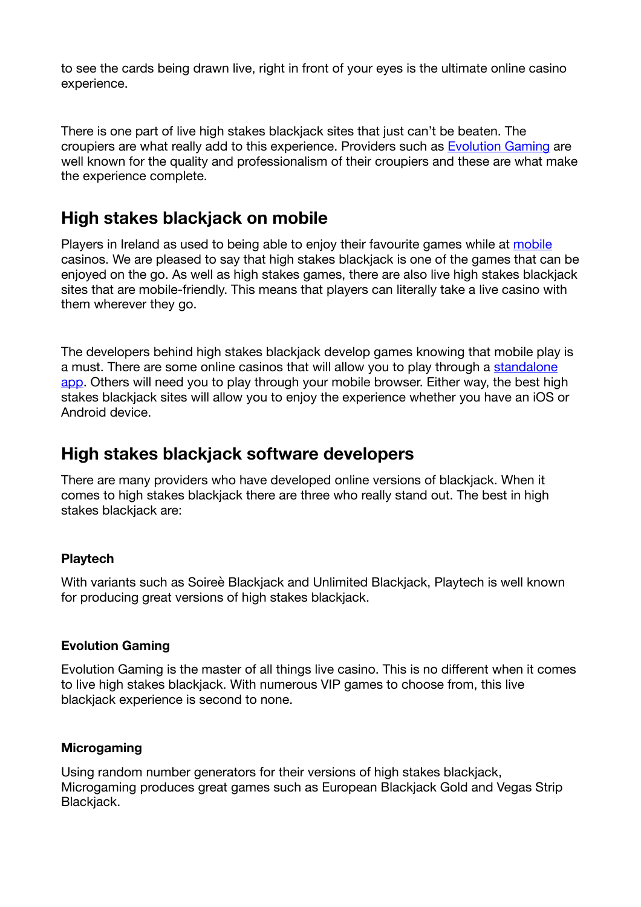to see the cards being drawn live, right in front of your eyes is the ultimate online casino experience.

There is one part of live high stakes blackjack sites that just can't be beaten. The croupiers are what really add to this experience. Providers such as [Evolution Gaming]() are well known for the quality and professionalism of their croupiers and these are what make the experience complete.

## High stakes blackjack on mobile

Players in Ireland as used to being able to enjoy their favourite games while at [mobile]() casinos. We are pleased to say that high stakes blackjack is one of the games that can be enjoyed on the go. As well as high stakes games, there are also live high stakes blackjack sites that are mobile-friendly. This means that players can literally take a live casino with them wherever they go.

The developers behind high stakes blackjack develop games knowing that mobile play is a must. There are some online casinos that will allow you to play through a [standalone app](). Others will need you to play through your mobile browser. Either way, the best high stakes blackjack sites will allow you to enjoy the experience whether you have an iOS or Android device.

## High stakes blackjack software developers

There are many providers who have developed online versions of blackjack. When it comes to high stakes blackjack there are three who really stand out. The best in high stakes blackjack are:

#### Playtech

With variants such as Soireè Blackjack and Unlimited Blackjack, Playtech is well known for producing great versions of high stakes blackjack.

#### Evolution Gaming

Evolution Gaming is the master of all things live casino. This is no different when it comes to live high stakes blackjack. With numerous VIP games to choose from, this live blackjack experience is second to none.

#### Microgaming

Using random number generators for their versions of high stakes blackjack, Microgaming produces great games such as European Blackjack Gold and Vegas Strip Blackjack.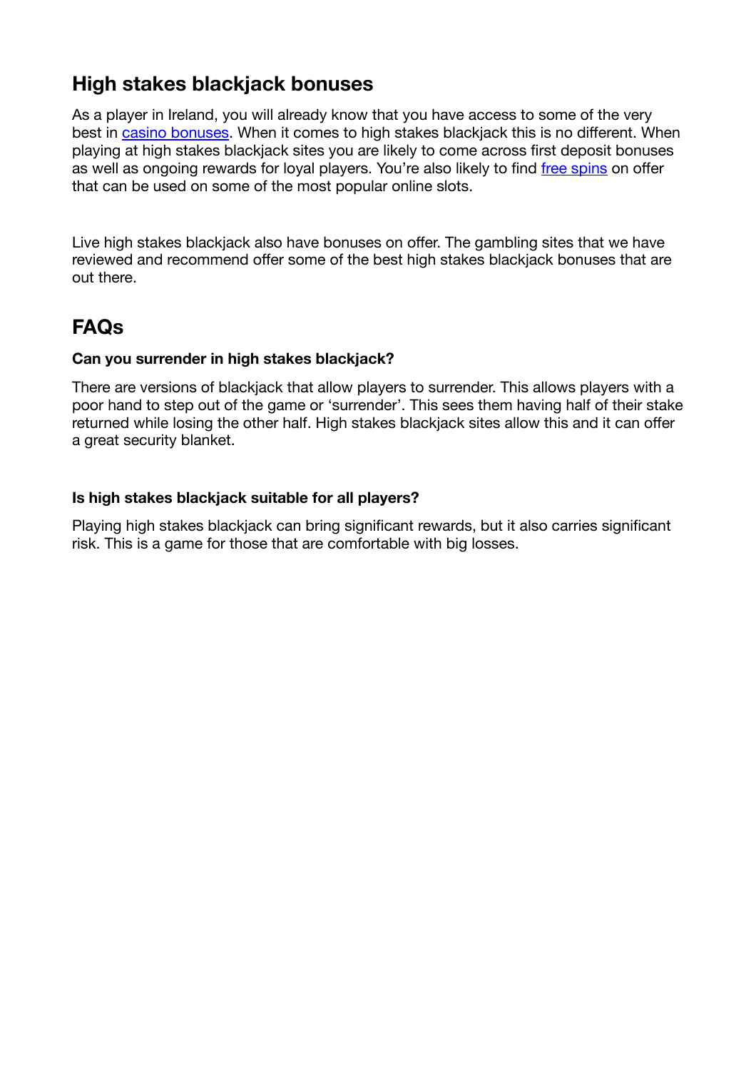## High stakes blackjack bonuses

As a player in Ireland, you will already know that you have access to some of the very best in casino bonuses. When it comes to high stakes blackjack this is no different. When playing at high stakes blackjack sites you are likely to come across first deposit bonuses as well as ongoing rewards for loyal players. You're also likely to find free spins on offer that can be used on some of the most popular online slots.

Live high stakes blackjack also have bonuses on offer. The gambling sites that we have reviewed and recommend offer some of the best high stakes blackjack bonuses that are out there.

## FAQs

**Can you surrender in high stakes blackjack?**

There are versions of blackjack that allow players to surrender. This allows players with a poor hand to step out of the game or 'surrender'. This sees them having half of their stake returned while losing the other half. High stakes blackjack sites allow this and it can offer a great security blanket.

**Is high stakes blackjack suitable for all players?**

Playing high stakes blackjack can bring significant rewards, but it also carries significant risk. This is a game for those that are comfortable with big losses.